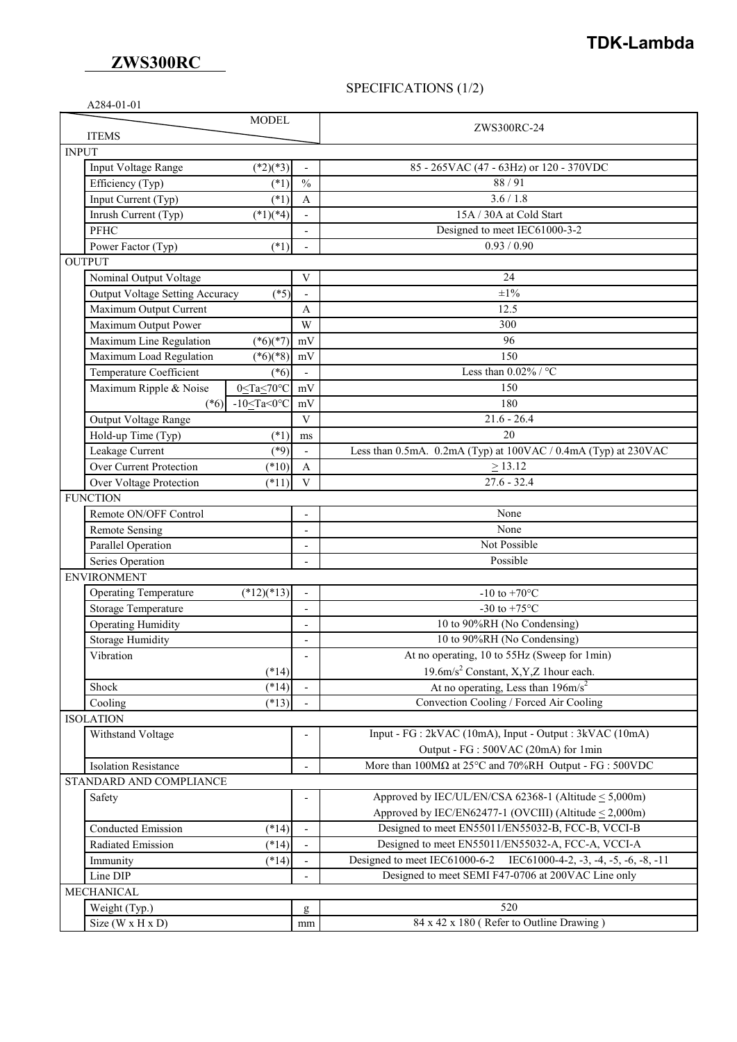**TDK-Lambda**

# ZWS300RC

SPECIFICATIONS (1/2)

A284-01-01

| ITEMS | | | MODEL: ZWS300RC-24 |
|---|---|---|---|
| **INPUT** | | | |
| Input Voltage Range | (*2)(*3) | - | 85 - 265VAC (47 - 63Hz) or 120 - 370VDC |
| Efficiency (Typ) | (*1) | % | 88 / 91 |
| Input Current (Typ) | (*1) | A | 3.6 / 1.8 |
| Inrush Current (Typ) | (*1)(*4) | - | 15A / 30A at Cold Start |
| PFHC | | - | Designed to meet IEC61000-3-2 |
| Power Factor (Typ) | (*1) | - | 0.93 / 0.90 |
| **OUTPUT** | | | |
| Nominal Output Voltage | | V | 24 |
| Output Voltage Setting Accuracy | (*5) | - | ±1% |
| Maximum Output Current | | A | 12.5 |
| Maximum Output Power | | W | 300 |
| Maximum Line Regulation | (*6)(*7) | mV | 96 |
| Maximum Load Regulation | (*6)(*8) | mV | 150 |
| Temperature Coefficient | (*6) | - | Less than 0.02% / °C |
| Maximum Ripple & Noise | 0≤Ta≤70°C | mV | 150 |
| (*6) | -10≤Ta<0°C | mV | 180 |
| Output Voltage Range | | V | 21.6 - 26.4 |
| Hold-up Time (Typ) | (*1) | ms | 20 |
| Leakage Current | (*9) | - | Less than 0.5mA. 0.2mA (Typ) at 100VAC / 0.4mA (Typ) at 230VAC |
| Over Current Protection | (*10) | A | ≥ 13.12 |
| Over Voltage Protection | (*11) | V | 27.6 - 32.4 |
| **FUNCTION** | | | |
| Remote ON/OFF Control | | - | None |
| Remote Sensing | | - | None |
| Parallel Operation | | - | Not Possible |
| Series Operation | | - | Possible |
| **ENVIRONMENT** | | | |
| Operating Temperature | (*12)(*13) | - | -10 to +70°C |
| Storage Temperature | | - | -30 to +75°C |
| Operating Humidity | | - | 10 to 90%RH (No Condensing) |
| Storage Humidity | | - | 10 to 90%RH (No Condensing) |
| Vibration | (*14) | - | At no operating, 10 to 55Hz (Sweep for 1min) 19.6m/s$^2$ Constant, X,Y,Z 1hour each. |
| Shock | (*14) | - | At no operating, Less than 196m/s$^2$ |
| Cooling | (*13) | - | Convection Cooling / Forced Air Cooling |
| **ISOLATION** | | | |
| Withstand Voltage | | - | Input - FG : 2kVAC (10mA), Input - Output : 3kVAC (10mA) Output - FG : 500VAC (20mA) for 1min |
| Isolation Resistance | | - | More than 100MΩ at 25°C and 70%RH Output - FG : 500VDC |
| **STANDARD AND COMPLIANCE** | | | |
| Safety | | - | Approved by IEC/UL/EN/CSA 62368-1 (Altitude ≤ 5,000m) Approved by IEC/EN62477-1 (OVCIII) (Altitude ≤ 2,000m) |
| Conducted Emission | (*14) | - | Designed to meet EN55011/EN55032-B, FCC-B, VCCI-B |
| Radiated Emission | (*14) | - | Designed to meet EN55011/EN55032-A, FCC-A, VCCI-A |
| Immunity | (*14) | - | Designed to meet IEC61000-6-2 IEC61000-4-2, -3, -4, -5, -6, -8, -11 |
| Line DIP | | - | Designed to meet SEMI F47-0706 at 200VAC Line only |
| **MECHANICAL** | | | |
| Weight (Typ.) | | g | 520 |
| Size (W x H x D) | | mm | 84 x 42 x 180 ( Refer to Outline Drawing ) |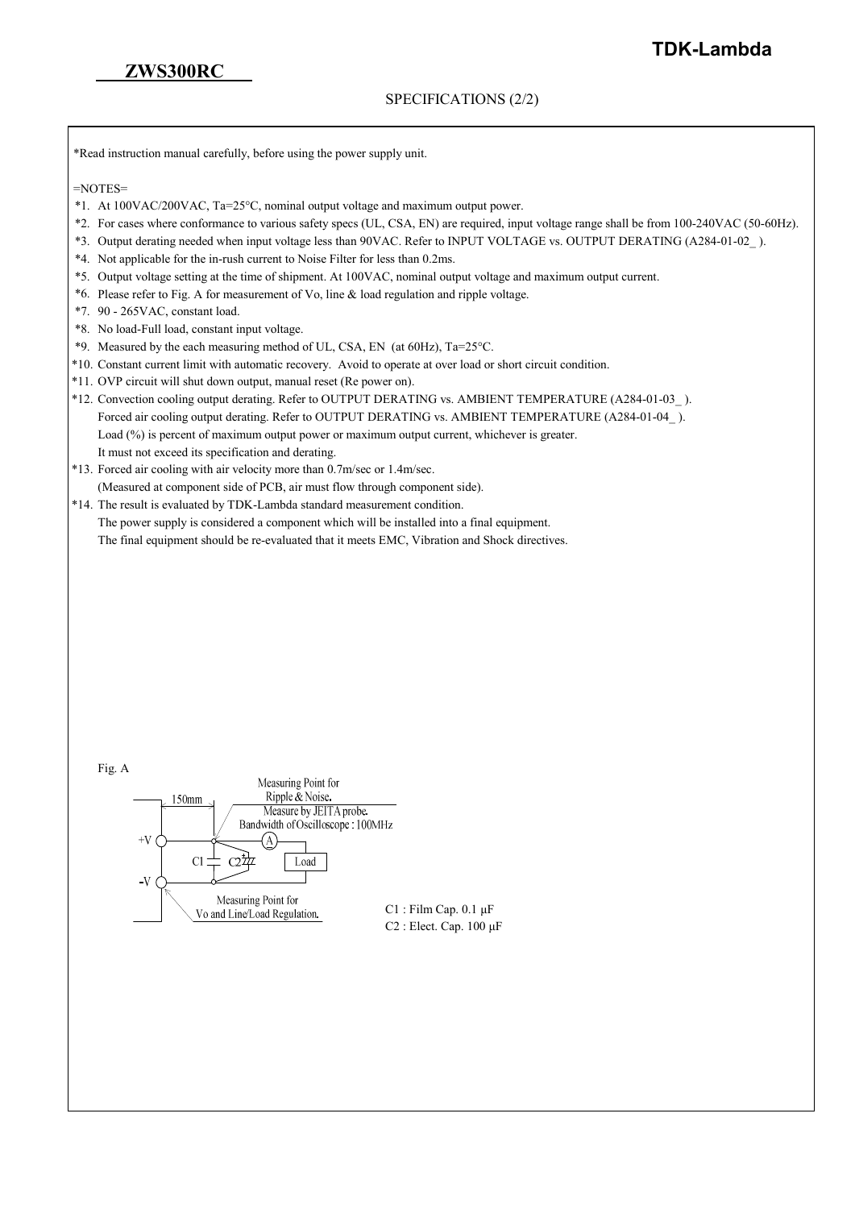**ZWS300RC**

SPECIFICATIONS (2/2)

*Read instruction manual carefully, before using the power supply unit.

=NOTES=

*1. At 100VAC/200VAC, Ta=25°C, nominal output voltage and maximum output power.

*2. For cases where conformance to various safety specs (UL, CSA, EN) are required, input voltage range shall be from 100-240VAC (50-60Hz).

*3. Output derating needed when input voltage less than 90VAC. Refer to INPUT VOLTAGE vs. OUTPUT DERATING (A284-01-02_ ).

*4. Not applicable for the in-rush current to Noise Filter for less than 0.2ms.

*5. Output voltage setting at the time of shipment. At 100VAC, nominal output voltage and maximum output current.

*6. Please refer to Fig. A for measurement of Vo, line & load regulation and ripple voltage.

*7. 90 - 265VAC, constant load.

*8. No load-Full load, constant input voltage.

*9. Measured by the each measuring method of UL, CSA, EN (at 60Hz), Ta=25°C.

*10. Constant current limit with automatic recovery. Avoid to operate at over load or short circuit condition.

*11. OVP circuit will shut down output, manual reset (Re power on).

*12. Convection cooling output derating. Refer to OUTPUT DERATING vs. AMBIENT TEMPERATURE (A284-01-03_ ).
Forced air cooling output derating. Refer to OUTPUT DERATING vs. AMBIENT TEMPERATURE (A284-01-04_ ).
Load (%) is percent of maximum output power or maximum output current, whichever is greater.
It must not exceed its specification and derating.

*13. Forced air cooling with air velocity more than 0.7m/sec or 1.4m/sec.
(Measured at component side of PCB, air must flow through component side).

*14. The result is evaluated by TDK-Lambda standard measurement condition.
The power supply is considered a component which will be installed into a final equipment.
The final equipment should be re-evaluated that it meets EMC, Vibration and Shock directives.

Fig. A

Measuring Point for Ripple & Noise. Measure by JEITA probe. Bandwidth of Oscilloscope : 100MHz

150mm

+V, -V, C1, C2, A, Load

Measuring Point for Vo and Line/Load Regulation.

C1 : Film Cap. 0.1 μF

C2 : Elect. Cap. 100 μF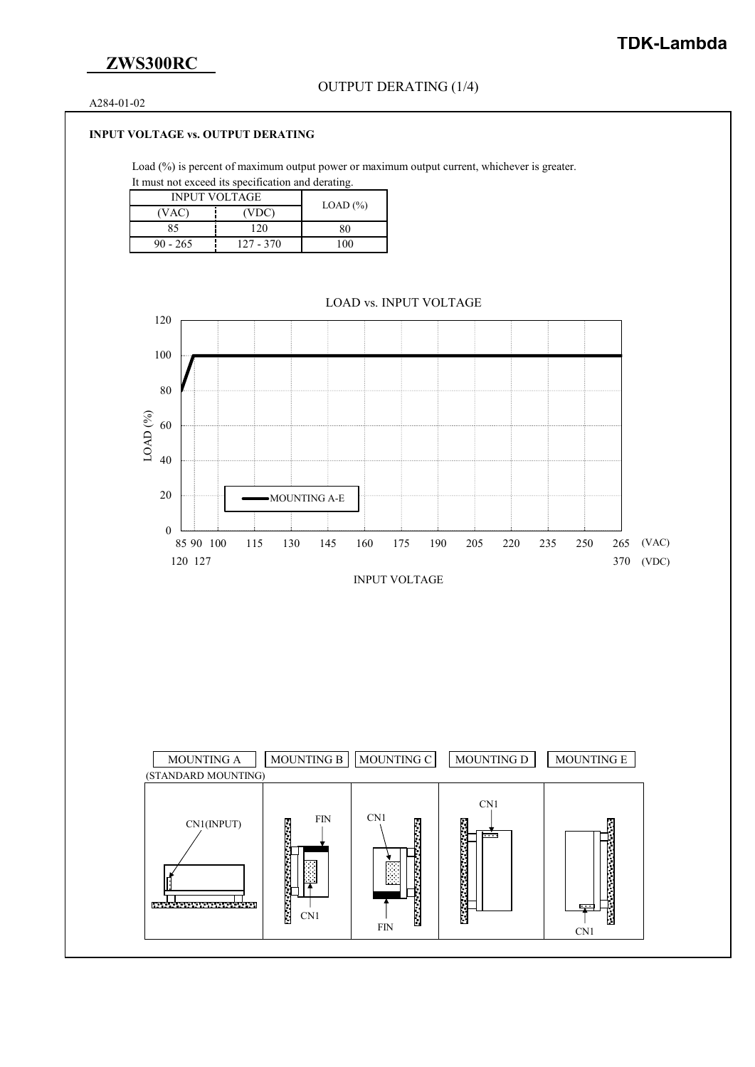# ZWS300RC

## OUTPUT DERATING (1/4)

A284-01-02

### INPUT VOLTAGE vs. OUTPUT DERATING

Load (%) is percent of maximum output power or maximum output current, whichever is greater.
It must not exceed its specification and derating.

| INPUT VOLTAGE | | LOAD (%) |
|---|---|---|
| (VAC) | (VDC) | |
| 85 | 120 | 80 |
| 90 - 265 | 127 - 370 | 100 |

LOAD vs. INPUT VOLTAGE

LOAD (%)

MOUNTING A-E

(VAC) 85 90 100 115 130 145 160 175 190 205 220 235 250 265

(VDC) 120 127 370

INPUT VOLTAGE

MOUNTING A (STANDARD MOUNTING) | MOUNTING B | MOUNTING C | MOUNTING D | MOUNTING E

CN1(INPUT) FIN CN1 CN1 FIN CN1 CN1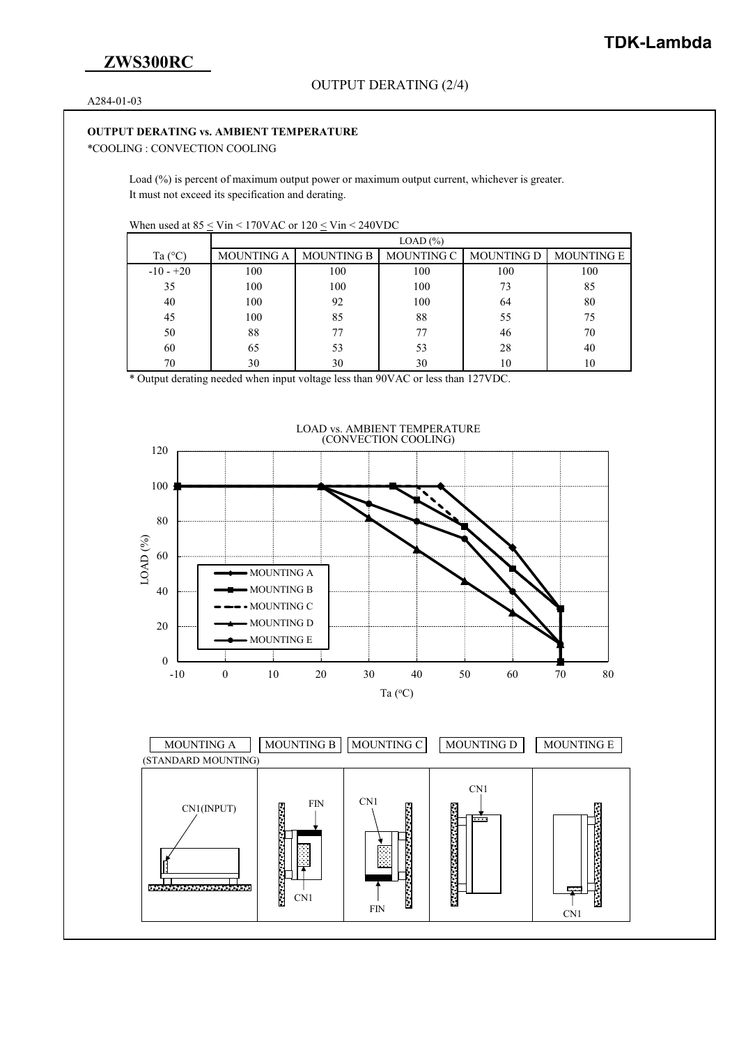## ZWS300RC

OUTPUT DERATING (2/4)

A284-01-03

**OUTPUT DERATING vs. AMBIENT TEMPERATURE**

*COOLING : CONVECTION COOLING

Load (%) is percent of maximum output power or maximum output current, whichever is greater.
It must not exceed its specification and derating.

When used at 85 ≤ Vin < 170VAC or 120 ≤ Vin < 240VDC

| Ta (°C) | LOAD (%) | | | | |
|---|---|---|---|---|---|
| | MOUNTING A | MOUNTING B | MOUNTING C | MOUNTING D | MOUNTING E |
| -10 - +20 | 100 | 100 | 100 | 100 | 100 |
| 35 | 100 | 100 | 100 | 73 | 85 |
| 40 | 100 | 92 | 100 | 64 | 80 |
| 45 | 100 | 85 | 88 | 55 | 75 |
| 50 | 88 | 77 | 77 | 46 | 70 |
| 60 | 65 | 53 | 53 | 28 | 40 |
| 70 | 30 | 30 | 30 | 10 | 10 |

* Output derating needed when input voltage less than 90VAC or less than 127VDC.

LOAD vs. AMBIENT TEMPERATURE
(CONVECTION COOLING)

MOUNTING A (STANDARD MOUNTING) | MOUNTING B | MOUNTING C | MOUNTING D | MOUNTING E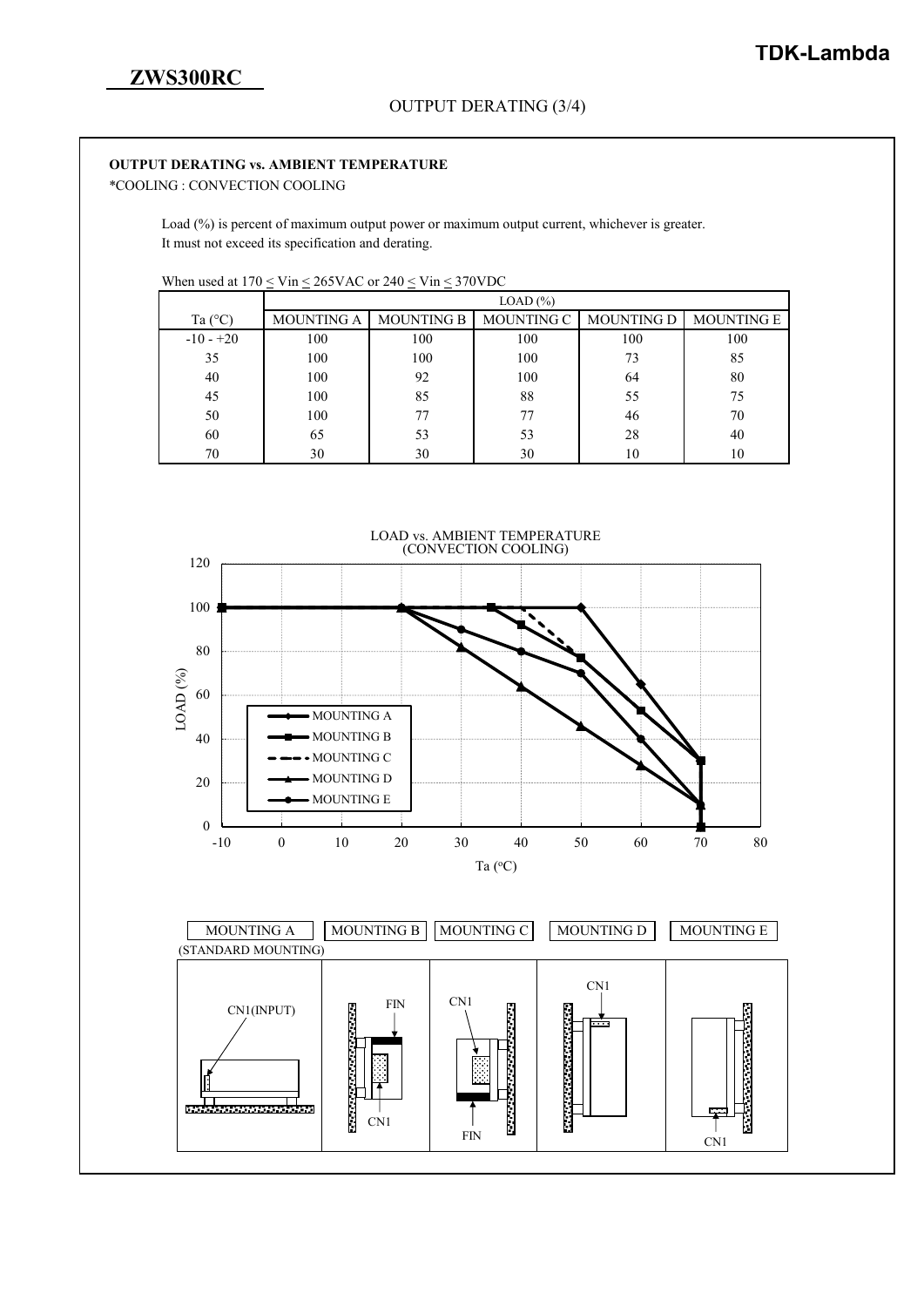## ZWS300RC

OUTPUT DERATING (3/4)

**OUTPUT DERATING vs. AMBIENT TEMPERATURE**

*COOLING : CONVECTION COOLING

Load (%) is percent of maximum output power or maximum output current, whichever is greater.
It must not exceed its specification and derating.

When used at 170 ≤ Vin ≤ 265VAC or 240 ≤ Vin ≤ 370VDC

| | LOAD (%) | | | | |
|---|---|---|---|---|---|
| Ta (°C) | MOUNTING A | MOUNTING B | MOUNTING C | MOUNTING D | MOUNTING E |
| -10 - +20 | 100 | 100 | 100 | 100 | 100 |
| 35 | 100 | 100 | 100 | 73 | 85 |
| 40 | 100 | 92 | 100 | 64 | 80 |
| 45 | 100 | 85 | 88 | 55 | 75 |
| 50 | 100 | 77 | 77 | 46 | 70 |
| 60 | 65 | 53 | 53 | 28 | 40 |
| 70 | 30 | 30 | 30 | 10 | 10 |

LOAD vs. AMBIENT TEMPERATURE
(CONVECTION COOLING)

MOUNTING A (STANDARD MOUNTING) | MOUNTING B | MOUNTING C | MOUNTING D | MOUNTING E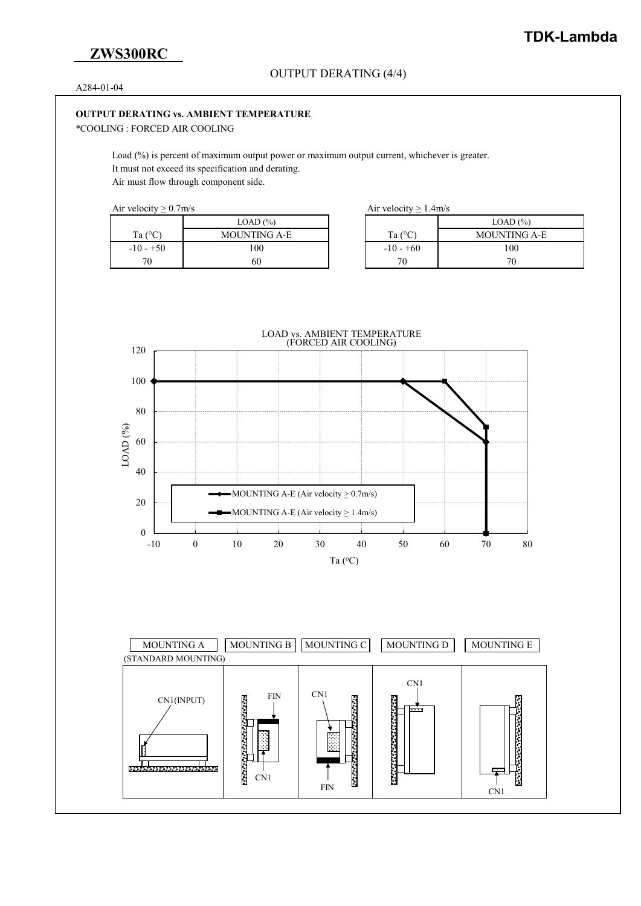# ZWS300RC

TDK-Lambda

## OUTPUT DERATING (4/4)

A284-01-04

**OUTPUT DERATING vs. AMBIENT TEMPERATURE**

*COOLING : FORCED AIR COOLING

Load (%) is percent of maximum output power or maximum output current, whichever is greater.
It must not exceed its specification and derating.
Air must flow through component side.

Air velocity ≥ 0.7m/s

| | LOAD (%) |
|---|---|
| Ta (°C) | MOUNTING A-E |
| -10 - +50 | 100 |
| 70 | 60 |

Air velocity ≥ 1.4m/s

| | LOAD (%) |
|---|---|
| Ta (°C) | MOUNTING A-E |
| -10 - +60 | 100 |
| 70 | 70 |

LOAD vs. AMBIENT TEMPERATURE
(FORCED AIR COOLING)

LOAD (%)
0
20
40
60
80
100
120

Ta (°C)
-10
0
10
20
30
40
50
60
70
80

MOUNTING A-E (Air velocity ≥ 0.7m/s)
MOUNTING A-E (Air velocity ≥ 1.4m/s)

MOUNTING A
(STANDARD MOUNTING)
MOUNTING B
MOUNTING C
MOUNTING D
MOUNTING E

CN1(INPUT)
FIN
CN1
CN1
FIN
CN1
CN1